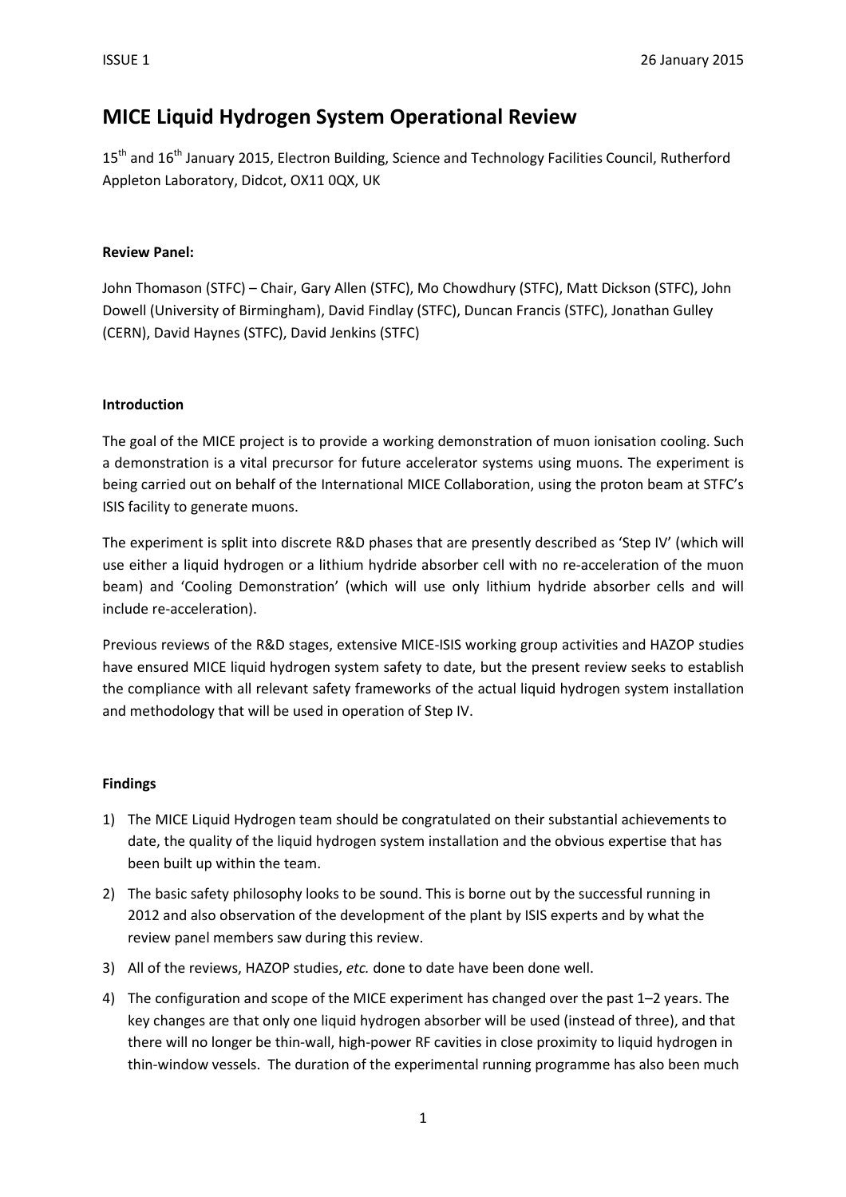# MICE Liquid Hydrogen System Operational Review

15th and 16th January 2015, Electron Building, Science and Technology Facilities Council, Rutherford Appleton Laboratory, Didcot, OX11 0QX, UK

**Review Panel:**

John Thomason (STFC) – Chair, Gary Allen (STFC), Mo Chowdhury (STFC), Matt Dickson (STFC), John Dowell (University of Birmingham), David Findlay (STFC), Duncan Francis (STFC), Jonathan Gulley (CERN), David Haynes (STFC), David Jenkins (STFC)

**Introduction**

The goal of the MICE project is to provide a working demonstration of muon ionisation cooling. Such a demonstration is a vital precursor for future accelerator systems using muons. The experiment is being carried out on behalf of the International MICE Collaboration, using the proton beam at STFC's ISIS facility to generate muons.

The experiment is split into discrete R&D phases that are presently described as 'Step IV' (which will use either a liquid hydrogen or a lithium hydride absorber cell with no re-acceleration of the muon beam) and 'Cooling Demonstration' (which will use only lithium hydride absorber cells and will include re-acceleration).

Previous reviews of the R&D stages, extensive MICE-ISIS working group activities and HAZOP studies have ensured MICE liquid hydrogen system safety to date, but the present review seeks to establish the compliance with all relevant safety frameworks of the actual liquid hydrogen system installation and methodology that will be used in operation of Step IV.

**Findings**

1) The MICE Liquid Hydrogen team should be congratulated on their substantial achievements to date, the quality of the liquid hydrogen system installation and the obvious expertise that has been built up within the team.
2) The basic safety philosophy looks to be sound. This is borne out by the successful running in 2012 and also observation of the development of the plant by ISIS experts and by what the review panel members saw during this review.
3) All of the reviews, HAZOP studies, *etc.* done to date have been done well.
4) The configuration and scope of the MICE experiment has changed over the past 1–2 years. The key changes are that only one liquid hydrogen absorber will be used (instead of three), and that there will no longer be thin-wall, high-power RF cavities in close proximity to liquid hydrogen in thin-window vessels. The duration of the experimental running programme has also been much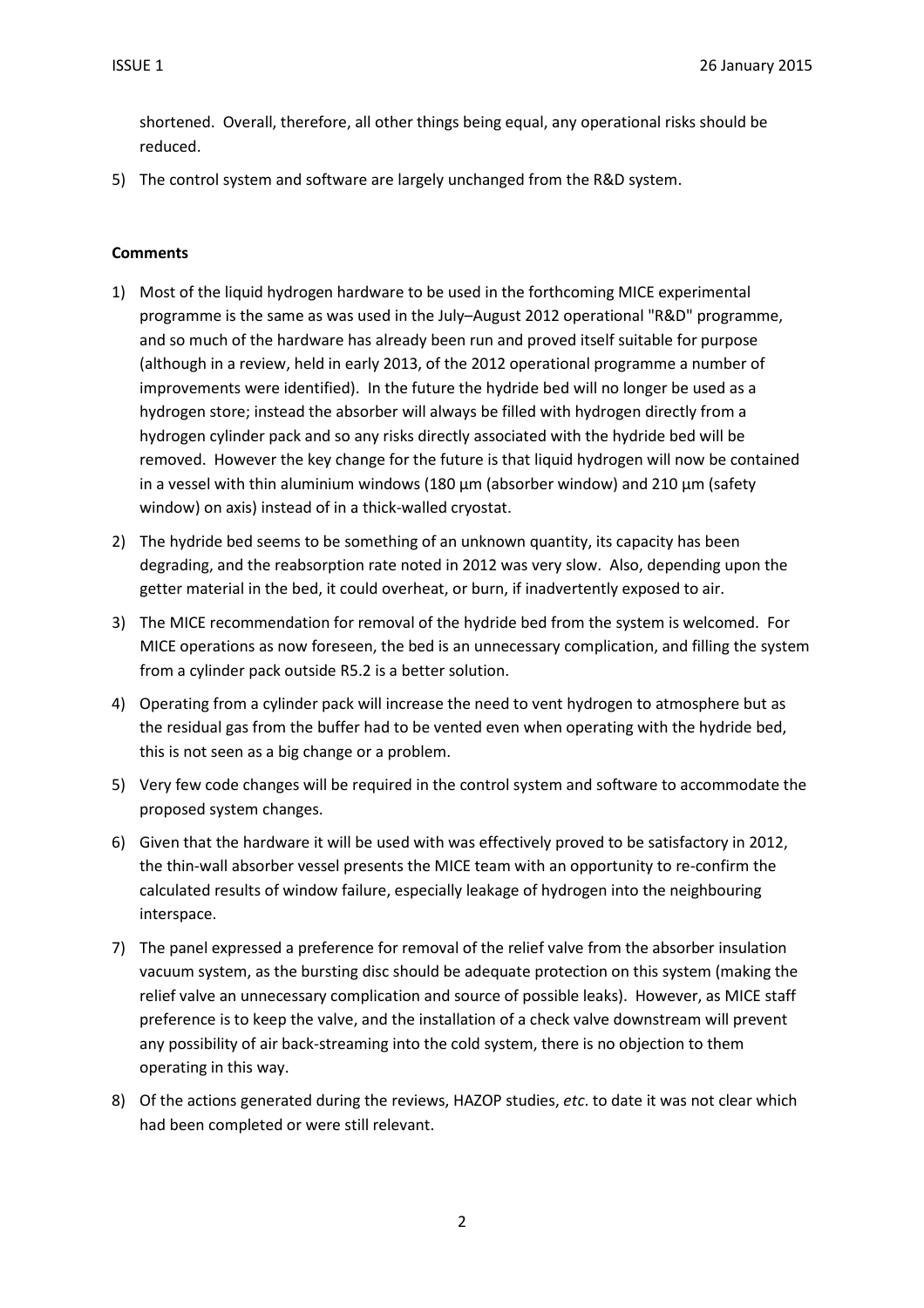shortened. Overall, therefore, all other things being equal, any operational risks should be reduced.

5) The control system and software are largely unchanged from the R&D system.

**Comments**

1) Most of the liquid hydrogen hardware to be used in the forthcoming MICE experimental programme is the same as was used in the July–August 2012 operational "R&D" programme, and so much of the hardware has already been run and proved itself suitable for purpose (although in a review, held in early 2013, of the 2012 operational programme a number of improvements were identified). In the future the hydride bed will no longer be used as a hydrogen store; instead the absorber will always be filled with hydrogen directly from a hydrogen cylinder pack and so any risks directly associated with the hydride bed will be removed. However the key change for the future is that liquid hydrogen will now be contained in a vessel with thin aluminium windows (180 μm (absorber window) and 210 μm (safety window) on axis) instead of in a thick-walled cryostat.
2) The hydride bed seems to be something of an unknown quantity, its capacity has been degrading, and the reabsorption rate noted in 2012 was very slow. Also, depending upon the getter material in the bed, it could overheat, or burn, if inadvertently exposed to air.
3) The MICE recommendation for removal of the hydride bed from the system is welcomed. For MICE operations as now foreseen, the bed is an unnecessary complication, and filling the system from a cylinder pack outside R5.2 is a better solution.
4) Operating from a cylinder pack will increase the need to vent hydrogen to atmosphere but as the residual gas from the buffer had to be vented even when operating with the hydride bed, this is not seen as a big change or a problem.
5) Very few code changes will be required in the control system and software to accommodate the proposed system changes.
6) Given that the hardware it will be used with was effectively proved to be satisfactory in 2012, the thin-wall absorber vessel presents the MICE team with an opportunity to re-confirm the calculated results of window failure, especially leakage of hydrogen into the neighbouring interspace.
7) The panel expressed a preference for removal of the relief valve from the absorber insulation vacuum system, as the bursting disc should be adequate protection on this system (making the relief valve an unnecessary complication and source of possible leaks). However, as MICE staff preference is to keep the valve, and the installation of a check valve downstream will prevent any possibility of air back-streaming into the cold system, there is no objection to them operating in this way.
8) Of the actions generated during the reviews, HAZOP studies, *etc*. to date it was not clear which had been completed or were still relevant.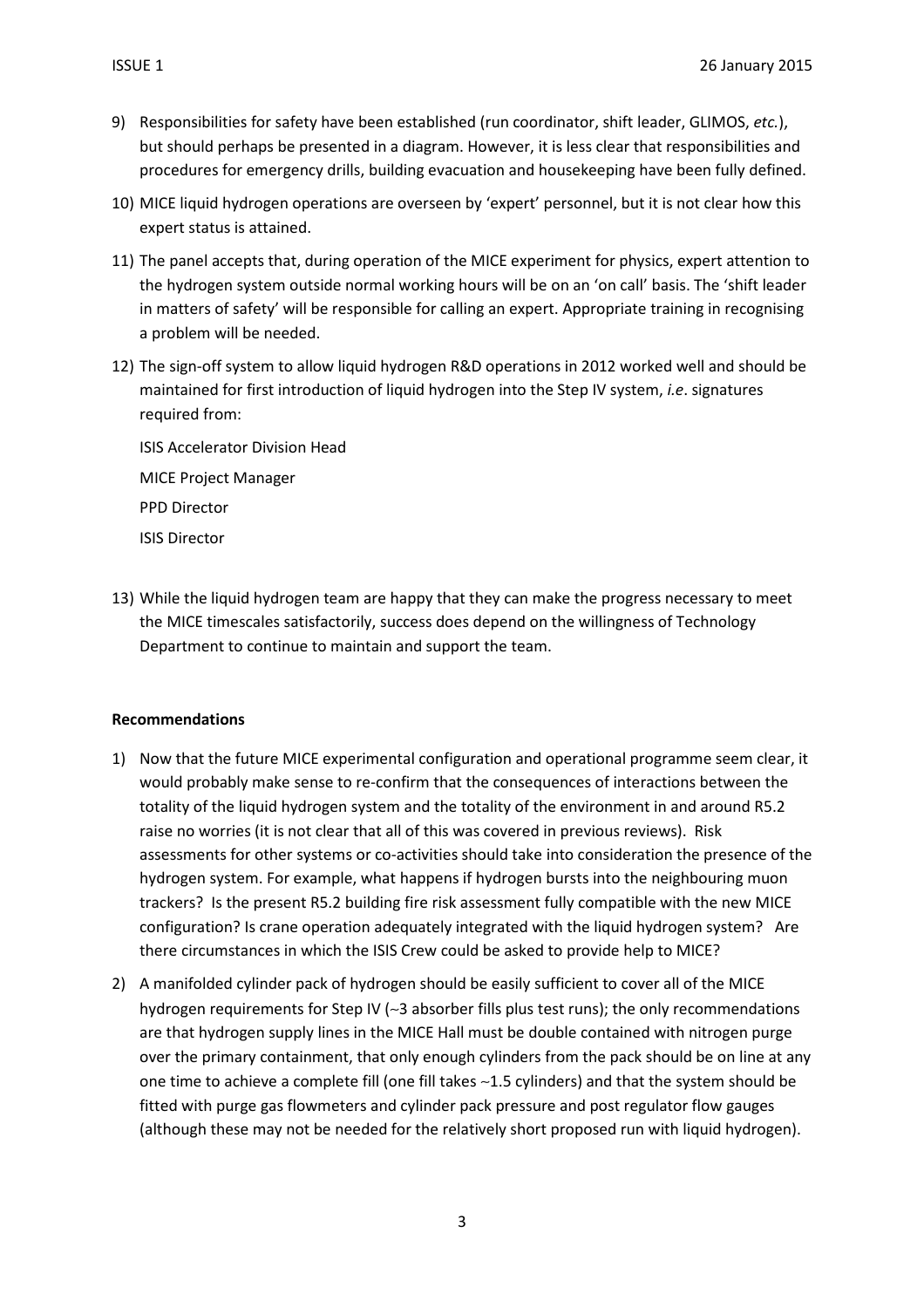9) Responsibilities for safety have been established (run coordinator, shift leader, GLIMOS, *etc.*), but should perhaps be presented in a diagram. However, it is less clear that responsibilities and procedures for emergency drills, building evacuation and housekeeping have been fully defined.

10) MICE liquid hydrogen operations are overseen by 'expert' personnel, but it is not clear how this expert status is attained.

11) The panel accepts that, during operation of the MICE experiment for physics, expert attention to the hydrogen system outside normal working hours will be on an 'on call' basis. The 'shift leader in matters of safety' will be responsible for calling an expert. Appropriate training in recognising a problem will be needed.

12) The sign-off system to allow liquid hydrogen R&D operations in 2012 worked well and should be maintained for first introduction of liquid hydrogen into the Step IV system, *i.e*. signatures required from:

    ISIS Accelerator Division Head

    MICE Project Manager

    PPD Director

    ISIS Director

13) While the liquid hydrogen team are happy that they can make the progress necessary to meet the MICE timescales satisfactorily, success does depend on the willingness of Technology Department to continue to maintain and support the team.

**Recommendations**

1) Now that the future MICE experimental configuration and operational programme seem clear, it would probably make sense to re-confirm that the consequences of interactions between the totality of the liquid hydrogen system and the totality of the environment in and around R5.2 raise no worries (it is not clear that all of this was covered in previous reviews). Risk assessments for other systems or co-activities should take into consideration the presence of the hydrogen system. For example, what happens if hydrogen bursts into the neighbouring muon trackers? Is the present R5.2 building fire risk assessment fully compatible with the new MICE configuration? Is crane operation adequately integrated with the liquid hydrogen system? Are there circumstances in which the ISIS Crew could be asked to provide help to MICE?

2) A manifolded cylinder pack of hydrogen should be easily sufficient to cover all of the MICE hydrogen requirements for Step IV (~3 absorber fills plus test runs); the only recommendations are that hydrogen supply lines in the MICE Hall must be double contained with nitrogen purge over the primary containment, that only enough cylinders from the pack should be on line at any one time to achieve a complete fill (one fill takes ~1.5 cylinders) and that the system should be fitted with purge gas flowmeters and cylinder pack pressure and post regulator flow gauges (although these may not be needed for the relatively short proposed run with liquid hydrogen).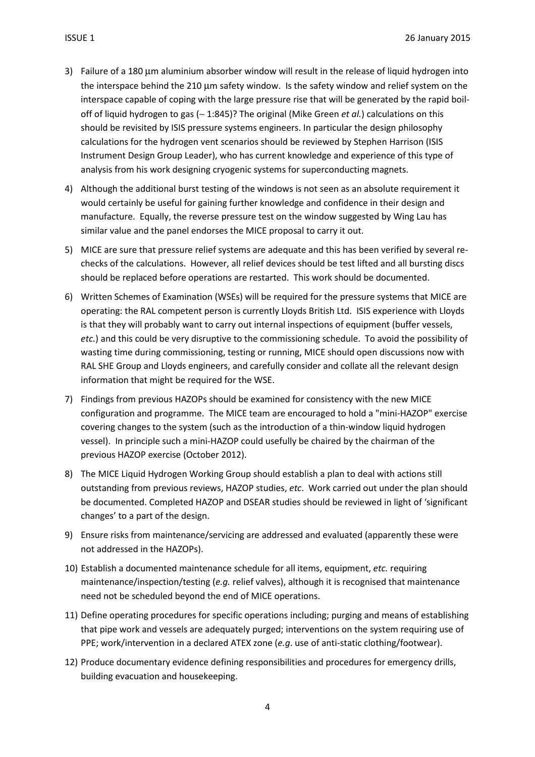3) Failure of a 180 μm aluminium absorber window will result in the release of liquid hydrogen into the interspace behind the 210 μm safety window. Is the safety window and relief system on the interspace capable of coping with the large pressure rise that will be generated by the rapid boil-off of liquid hydrogen to gas (~ 1:845)? The original (Mike Green *et al.*) calculations on this should be revisited by ISIS pressure systems engineers. In particular the design philosophy calculations for the hydrogen vent scenarios should be reviewed by Stephen Harrison (ISIS Instrument Design Group Leader), who has current knowledge and experience of this type of analysis from his work designing cryogenic systems for superconducting magnets.

4) Although the additional burst testing of the windows is not seen as an absolute requirement it would certainly be useful for gaining further knowledge and confidence in their design and manufacture. Equally, the reverse pressure test on the window suggested by Wing Lau has similar value and the panel endorses the MICE proposal to carry it out.

5) MICE are sure that pressure relief systems are adequate and this has been verified by several re-checks of the calculations. However, all relief devices should be test lifted and all bursting discs should be replaced before operations are restarted. This work should be documented.

6) Written Schemes of Examination (WSEs) will be required for the pressure systems that MICE are operating: the RAL competent person is currently Lloyds British Ltd. ISIS experience with Lloyds is that they will probably want to carry out internal inspections of equipment (buffer vessels, *etc.*) and this could be very disruptive to the commissioning schedule. To avoid the possibility of wasting time during commissioning, testing or running, MICE should open discussions now with RAL SHE Group and Lloyds engineers, and carefully consider and collate all the relevant design information that might be required for the WSE.

7) Findings from previous HAZOPs should be examined for consistency with the new MICE configuration and programme. The MICE team are encouraged to hold a "mini-HAZOP" exercise covering changes to the system (such as the introduction of a thin-window liquid hydrogen vessel). In principle such a mini-HAZOP could usefully be chaired by the chairman of the previous HAZOP exercise (October 2012).

8) The MICE Liquid Hydrogen Working Group should establish a plan to deal with actions still outstanding from previous reviews, HAZOP studies, *etc*. Work carried out under the plan should be documented. Completed HAZOP and DSEAR studies should be reviewed in light of 'significant changes' to a part of the design.

9) Ensure risks from maintenance/servicing are addressed and evaluated (apparently these were not addressed in the HAZOPs).

10) Establish a documented maintenance schedule for all items, equipment, *etc.* requiring maintenance/inspection/testing (*e.g.* relief valves), although it is recognised that maintenance need not be scheduled beyond the end of MICE operations.

11) Define operating procedures for specific operations including; purging and means of establishing that pipe work and vessels are adequately purged; interventions on the system requiring use of PPE; work/intervention in a declared ATEX zone (*e.g*. use of anti-static clothing/footwear).

12) Produce documentary evidence defining responsibilities and procedures for emergency drills, building evacuation and housekeeping.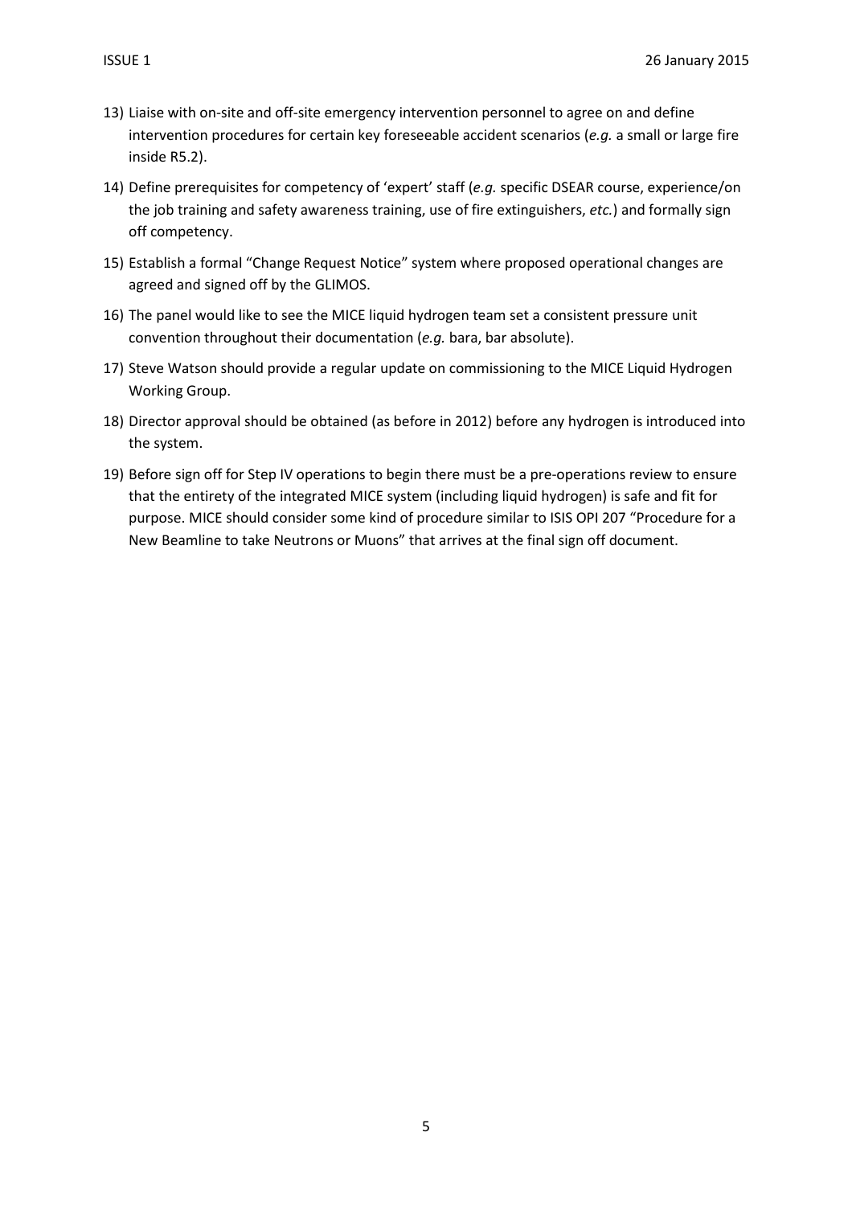13) Liaise with on-site and off-site emergency intervention personnel to agree on and define intervention procedures for certain key foreseeable accident scenarios (*e.g.* a small or large fire inside R5.2).

14) Define prerequisites for competency of 'expert' staff (*e.g.* specific DSEAR course, experience/on the job training and safety awareness training, use of fire extinguishers, *etc.*) and formally sign off competency.

15) Establish a formal "Change Request Notice" system where proposed operational changes are agreed and signed off by the GLIMOS.

16) The panel would like to see the MICE liquid hydrogen team set a consistent pressure unit convention throughout their documentation (*e.g.* bara, bar absolute).

17) Steve Watson should provide a regular update on commissioning to the MICE Liquid Hydrogen Working Group.

18) Director approval should be obtained (as before in 2012) before any hydrogen is introduced into the system.

19) Before sign off for Step IV operations to begin there must be a pre-operations review to ensure that the entirety of the integrated MICE system (including liquid hydrogen) is safe and fit for purpose. MICE should consider some kind of procedure similar to ISIS OPI 207 "Procedure for a New Beamline to take Neutrons or Muons" that arrives at the final sign off document.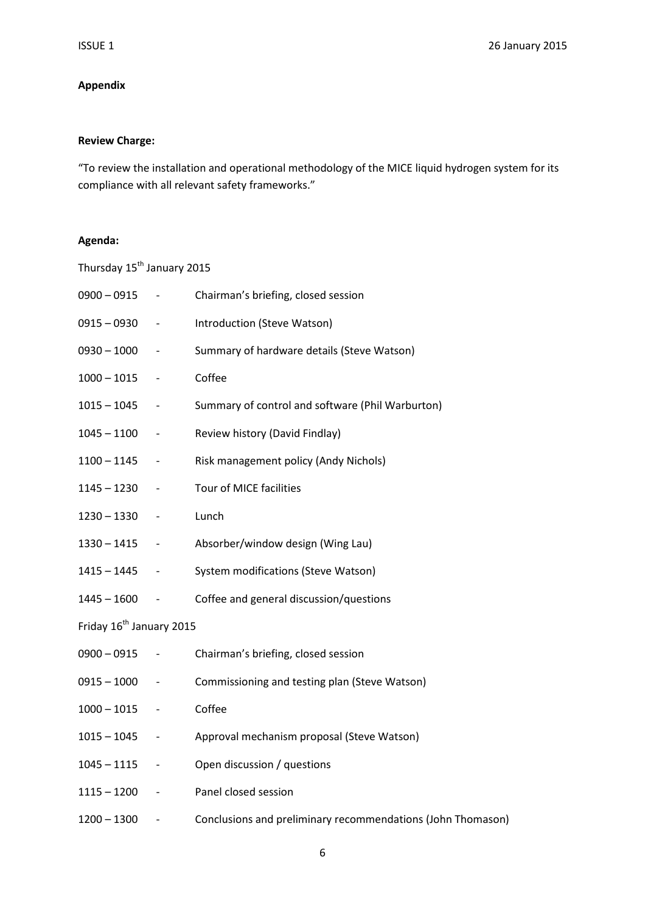**Appendix**

**Review Charge:**

"To review the installation and operational methodology of the MICE liquid hydrogen system for its compliance with all relevant safety frameworks."

**Agenda:**

Thursday 15th January 2015

| | | |
|---|---|---|
| 0900 – 0915 | - | Chairman's briefing, closed session |
| 0915 – 0930 | - | Introduction (Steve Watson) |
| 0930 – 1000 | - | Summary of hardware details (Steve Watson) |
| 1000 – 1015 | - | Coffee |
| 1015 – 1045 | - | Summary of control and software (Phil Warburton) |
| 1045 – 1100 | - | Review history (David Findlay) |
| 1100 – 1145 | - | Risk management policy (Andy Nichols) |
| 1145 – 1230 | - | Tour of MICE facilities |
| 1230 – 1330 | - | Lunch |
| 1330 – 1415 | - | Absorber/window design (Wing Lau) |
| 1415 – 1445 | - | System modifications (Steve Watson) |
| 1445 – 1600 | - | Coffee and general discussion/questions |

Friday 16th January 2015

| | | |
|---|---|---|
| 0900 – 0915 | - | Chairman's briefing, closed session |
| 0915 – 1000 | - | Commissioning and testing plan (Steve Watson) |
| 1000 – 1015 | - | Coffee |
| 1015 – 1045 | - | Approval mechanism proposal (Steve Watson) |
| 1045 – 1115 | - | Open discussion / questions |
| 1115 – 1200 | - | Panel closed session |
| 1200 – 1300 | - | Conclusions and preliminary recommendations (John Thomason) |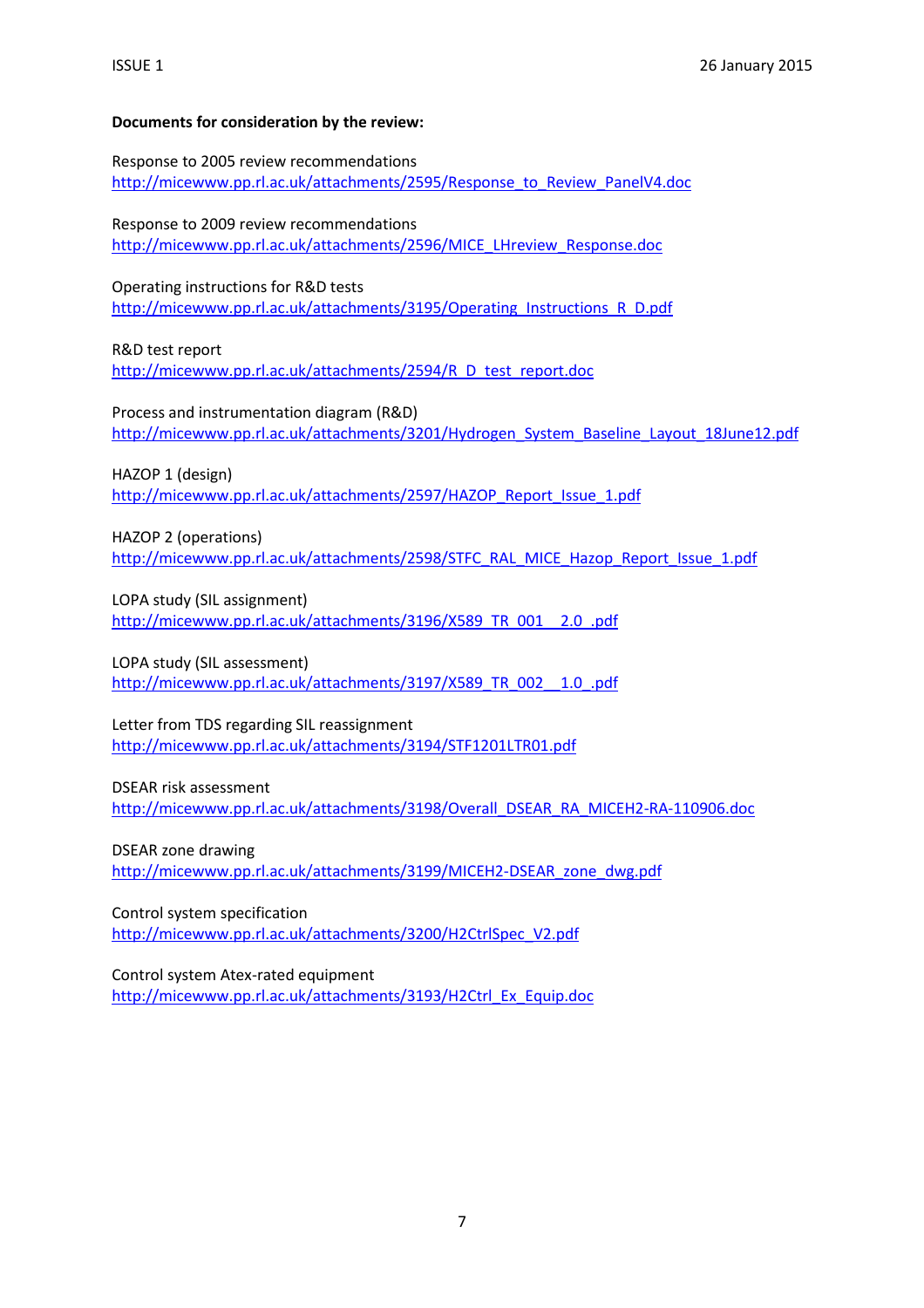**Documents for consideration by the review:**

Response to 2005 review recommendations
http://micewww.pp.rl.ac.uk/attachments/2595/Response_to_Review_PanelV4.doc

Response to 2009 review recommendations
http://micewww.pp.rl.ac.uk/attachments/2596/MICE_LHreview_Response.doc

Operating instructions for R&D tests
http://micewww.pp.rl.ac.uk/attachments/3195/Operating_Instructions_R_D.pdf

R&D test report
http://micewww.pp.rl.ac.uk/attachments/2594/R_D_test_report.doc

Process and instrumentation diagram (R&D)
http://micewww.pp.rl.ac.uk/attachments/3201/Hydrogen_System_Baseline_Layout_18June12.pdf

HAZOP 1 (design)
http://micewww.pp.rl.ac.uk/attachments/2597/HAZOP_Report_Issue_1.pdf

HAZOP 2 (operations)
http://micewww.pp.rl.ac.uk/attachments/2598/STFC_RAL_MICE_Hazop_Report_Issue_1.pdf

LOPA study (SIL assignment)
http://micewww.pp.rl.ac.uk/attachments/3196/X589_TR_001__2.0_.pdf

LOPA study (SIL assessment)
http://micewww.pp.rl.ac.uk/attachments/3197/X589_TR_002__1.0_.pdf

Letter from TDS regarding SIL reassignment
http://micewww.pp.rl.ac.uk/attachments/3194/STF1201LTR01.pdf

DSEAR risk assessment
http://micewww.pp.rl.ac.uk/attachments/3198/Overall_DSEAR_RA_MICEH2-RA-110906.doc

DSEAR zone drawing
http://micewww.pp.rl.ac.uk/attachments/3199/MICEH2-DSEAR_zone_dwg.pdf

Control system specification
http://micewww.pp.rl.ac.uk/attachments/3200/H2CtrlSpec_V2.pdf

Control system Atex-rated equipment
http://micewww.pp.rl.ac.uk/attachments/3193/H2Ctrl_Ex_Equip.doc